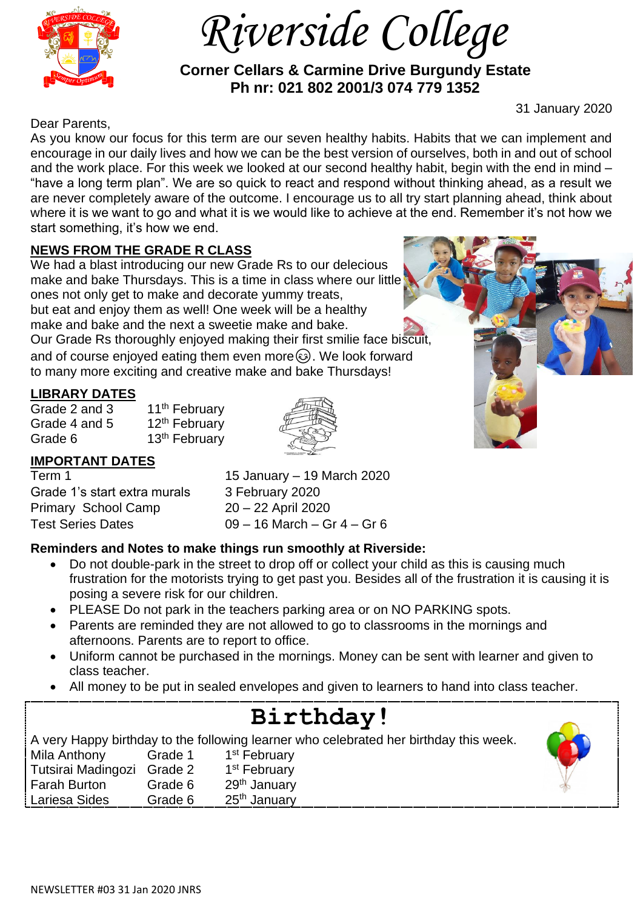# Riverside College

**Corner Cellars & Carmine Drive Burgundy Estate**
**Ph nr: 021 802 2001/3 074 779 1352**

31 January 2020

Dear Parents,

As you know our focus for this term are our seven healthy habits. Habits that we can implement and encourage in our daily lives and how we can be the best version of ourselves, both in and out of school and the work place. For this week we looked at our second healthy habit, begin with the end in mind – "have a long term plan". We are so quick to react and respond without thinking ahead, as a result we are never completely aware of the outcome. I encourage us to all try start planning ahead, think about where it is we want to go and what it is we would like to achieve at the end. Remember it's not how we start something, it's how we end.

## NEWS FROM THE GRADE R CLASS

We had a blast introducing our new Grade Rs to our delecious make and bake Thursdays. This is a time in class where our little ones not only get to make and decorate yummy treats, but eat and enjoy them as well! One week will be a healthy make and bake and the next a sweetie make and bake. Our Grade Rs thoroughly enjoyed making their first smilie face biscuit, and of course enjoyed eating them even more☺. We look forward to many more exciting and creative make and bake Thursdays!

## LIBRARY DATES

| | |
|---|---|
| Grade 2 and 3 | 11th February |
| Grade 4 and 5 | 12th February |
| Grade 6 | 13th February |

## IMPORTANT DATES

| | |
|---|---|
| Term 1 | 15 January – 19 March 2020 |
| Grade 1's start extra murals | 3 February 2020 |
| Primary School Camp | 20 – 22 April 2020 |
| Test Series Dates | 09 – 16 March – Gr 4 – Gr 6 |

**Reminders and Notes to make things run smoothly at Riverside:**

- Do not double-park in the street to drop off or collect your child as this is causing much frustration for the motorists trying to get past you. Besides all of the frustration it is causing it is posing a severe risk for our children.
- PLEASE Do not park in the teachers parking area or on NO PARKING spots.
- Parents are reminded they are not allowed to go to classrooms in the mornings and afternoons. Parents are to report to office.
- Uniform cannot be purchased in the mornings. Money can be sent with learner and given to class teacher.
- All money to be put in sealed envelopes and given to learners to hand into class teacher.

## Birthday!

A very Happy birthday to the following learner who celebrated her birthday this week.

| | | |
|---|---|---|
| Mila Anthony | Grade 1 | 1st February |
| Tutsirai Madingozi | Grade 2 | 1st February |
| Farah Burton | Grade 6 | 29th January |
| Lariesa Sides | Grade 6 | 25th January |

NEWSLETTER #03 31 Jan 2020 JNRS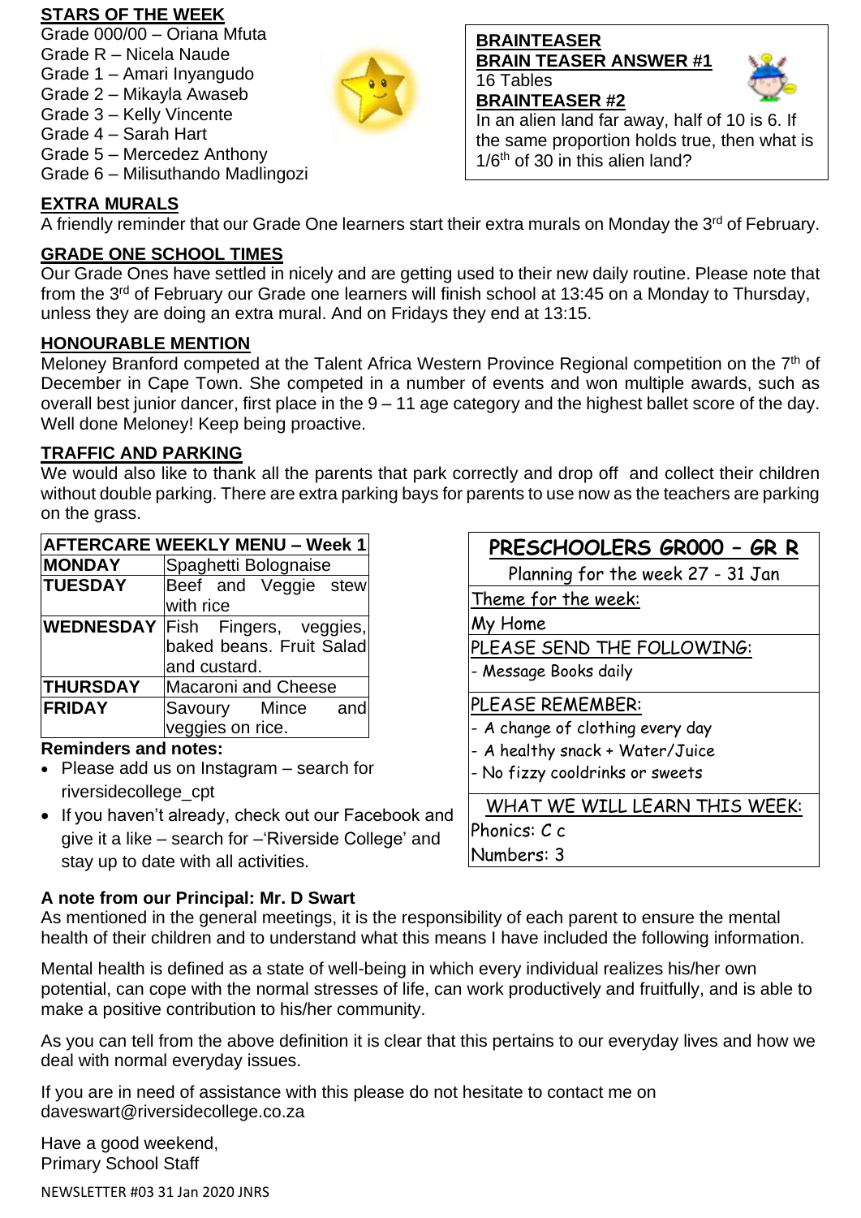## STARS OF THE WEEK

Grade 000/00 – Oriana Mfuta
Grade R – Nicela Naude
Grade 1 – Amari Inyangudo
Grade 2 – Mikayla Awaseb
Grade 3 – Kelly Vincente
Grade 4 – Sarah Hart
Grade 5 – Mercedez Anthony
Grade 6 – Milisuthando Madlingozi

## BRAINTEASER

**BRAIN TEASER ANSWER #1**

16 Tables

**BRAINTEASER #2**

In an alien land far away, half of 10 is 6. If the same proportion holds true, then what is 1/6th of 30 in this alien land?

## EXTRA MURALS

A friendly reminder that our Grade One learners start their extra murals on Monday the 3rd of February.

## GRADE ONE SCHOOL TIMES

Our Grade Ones have settled in nicely and are getting used to their new daily routine. Please note that from the 3rd of February our Grade one learners will finish school at 13:45 on a Monday to Thursday, unless they are doing an extra mural. And on Fridays they end at 13:15.

## HONOURABLE MENTION

Meloney Branford competed at the Talent Africa Western Province Regional competition on the 7th of December in Cape Town. She competed in a number of events and won multiple awards, such as overall best junior dancer, first place in the 9 – 11 age category and the highest ballet score of the day. Well done Meloney! Keep being proactive.

## TRAFFIC AND PARKING

We would also like to thank all the parents that park correctly and drop off and collect their children without double parking. There are extra parking bays for parents to use now as the teachers are parking on the grass.

| AFTERCARE WEEKLY MENU – Week 1 | |
|---|---|
| **MONDAY** | Spaghetti Bolognaise |
| **TUESDAY** | Beef and Veggie stew with rice |
| **WEDNESDAY** | Fish Fingers, veggies, baked beans. Fruit Salad and custard. |
| **THURSDAY** | Macaroni and Cheese |
| **FRIDAY** | Savoury Mince and veggies on rice. |

**Reminders and notes:**

- Please add us on Instagram – search for riversidecollege_cpt
- If you haven't already, check out our Facebook and give it a like – search for –'Riverside College' and stay up to date with all activities.

## PRESCHOOLERS GR000 – GR R

Planning for the week 27 - 31 Jan

Theme for the week:
My Home

PLEASE SEND THE FOLLOWING:
- Message Books daily

PLEASE REMEMBER:
- A change of clothing every day
- A healthy snack + Water/Juice
- No fizzy cooldrinks or sweets

WHAT WE WILL LEARN THIS WEEK:
Phonics: C c
Numbers: 3

**A note from our Principal: Mr. D Swart**

As mentioned in the general meetings, it is the responsibility of each parent to ensure the mental health of their children and to understand what this means I have included the following information.

Mental health is defined as a state of well-being in which every individual realizes his/her own potential, can cope with the normal stresses of life, can work productively and fruitfully, and is able to make a positive contribution to his/her community.

As you can tell from the above definition it is clear that this pertains to our everyday lives and how we deal with normal everyday issues.

If you are in need of assistance with this please do not hesitate to contact me on daveswart@riversidecollege.co.za

Have a good weekend,
Primary School Staff

NEWSLETTER #03 31 Jan 2020 JNRS